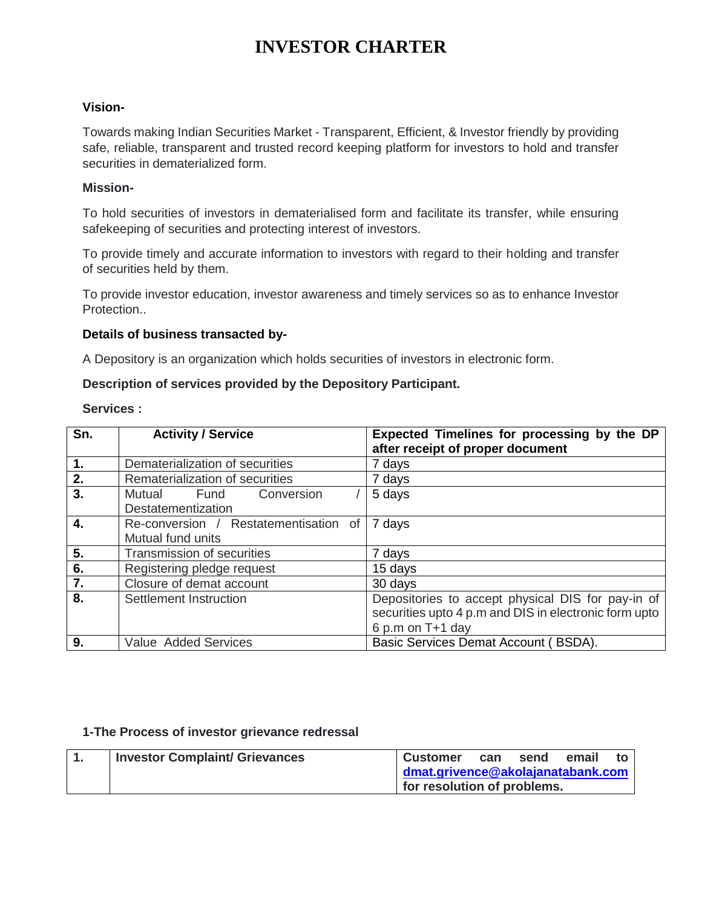# INVESTOR CHARTER

**Vision-**

Towards making Indian Securities Market - Transparent, Efficient, & Investor friendly by providing safe, reliable, transparent and trusted record keeping platform for investors to hold and transfer securities in dematerialized form.

**Mission-**

To hold securities of investors in dematerialised form and facilitate its transfer, while ensuring safekeeping of securities and protecting interest of investors.

To provide timely and accurate information to investors with regard to their holding and transfer of securities held by them.

To provide investor education, investor awareness and timely services so as to enhance Investor Protection..

**Details of business transacted by-**

A Depository is an organization which holds securities of investors in electronic form.

**Description of services provided by the Depository Participant.**

**Services :**

| Sn. | Activity / Service | Expected Timelines for processing by the DP after receipt of proper document |
|---|---|---|
| **1.** | Dematerialization of securities | 7 days |
| **2.** | Rematerialization of securities | 7 days |
| **3.** | Mutual Fund Conversion / Destatementization | 5 days |
| **4.** | Re-conversion / Restatementisation of Mutual fund units | 7 days |
| **5.** | Transmission of securities | 7 days |
| **6.** | Registering pledge request | 15 days |
| **7.** | Closure of demat account | 30 days |
| **8.** | Settlement Instruction | Depositories to accept physical DIS for pay-in of securities upto 4 p.m and DIS in electronic form upto 6 p.m on T+1 day |
| **9.** | Value Added Services | Basic Services Demat Account ( BSDA). |

**1-The Process of investor grievance redressal**

| 1. | **Investor Complaint/ Grievances** | **Customer can send email to dmat.grivence@akolajanatabank.com for resolution of problems.** |
|---|---|---|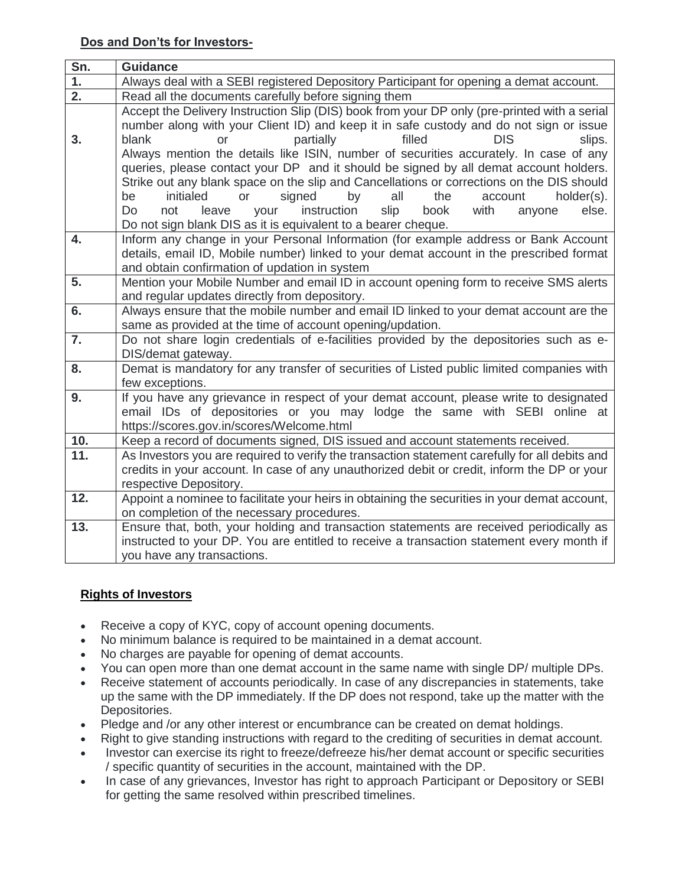**Dos and Don'ts for Investors-**

| Sn. | Guidance |
|---|---|
| 1. | Always deal with a SEBI registered Depository Participant for opening a demat account. |
| 2. | Read all the documents carefully before signing them |
| 3. | Accept the Delivery Instruction Slip (DIS) book from your DP only (pre-printed with a serial number along with your Client ID) and keep it in safe custody and do not sign or issue blank or partially filled DIS slips. Always mention the details like ISIN, number of securities accurately. In case of any queries, please contact your DP and it should be signed by all demat account holders. Strike out any blank space on the slip and Cancellations or corrections on the DIS should be initialed or signed by all the account holder(s). Do not leave your instruction slip book with anyone else. Do not sign blank DIS as it is equivalent to a bearer cheque. |
| 4. | Inform any change in your Personal Information (for example address or Bank Account details, email ID, Mobile number) linked to your demat account in the prescribed format and obtain confirmation of updation in system |
| 5. | Mention your Mobile Number and email ID in account opening form to receive SMS alerts and regular updates directly from depository. |
| 6. | Always ensure that the mobile number and email ID linked to your demat account are the same as provided at the time of account opening/updation. |
| 7. | Do not share login credentials of e-facilities provided by the depositories such as e-DIS/demat gateway. |
| 8. | Demat is mandatory for any transfer of securities of Listed public limited companies with few exceptions. |
| 9. | If you have any grievance in respect of your demat account, please write to designated email IDs of depositories or you may lodge the same with SEBI online at https://scores.gov.in/scores/Welcome.html |
| 10. | Keep a record of documents signed, DIS issued and account statements received. |
| 11. | As Investors you are required to verify the transaction statement carefully for all debits and credits in your account. In case of any unauthorized debit or credit, inform the DP or your respective Depository. |
| 12. | Appoint a nominee to facilitate your heirs in obtaining the securities in your demat account, on completion of the necessary procedures. |
| 13. | Ensure that, both, your holding and transaction statements are received periodically as instructed to your DP. You are entitled to receive a transaction statement every month if you have any transactions. |

**Rights of Investors**

- Receive a copy of KYC, copy of account opening documents.
- No minimum balance is required to be maintained in a demat account.
- No charges are payable for opening of demat accounts.
- You can open more than one demat account in the same name with single DP/ multiple DPs.
- Receive statement of accounts periodically. In case of any discrepancies in statements, take up the same with the DP immediately. If the DP does not respond, take up the matter with the Depositories.
- Pledge and /or any other interest or encumbrance can be created on demat holdings.
- Right to give standing instructions with regard to the crediting of securities in demat account.
- Investor can exercise its right to freeze/defreeze his/her demat account or specific securities / specific quantity of securities in the account, maintained with the DP.
- In case of any grievances, Investor has right to approach Participant or Depository or SEBI for getting the same resolved within prescribed timelines.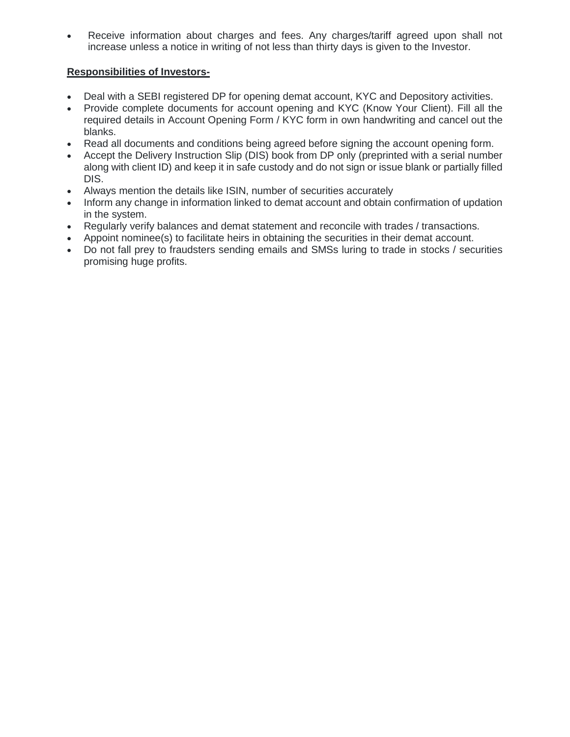- Receive information about charges and fees. Any charges/tariff agreed upon shall not increase unless a notice in writing of not less than thirty days is given to the Investor.

**Responsibilities of Investors-**

- Deal with a SEBI registered DP for opening demat account, KYC and Depository activities.
- Provide complete documents for account opening and KYC (Know Your Client). Fill all the required details in Account Opening Form / KYC form in own handwriting and cancel out the blanks.
- Read all documents and conditions being agreed before signing the account opening form.
- Accept the Delivery Instruction Slip (DIS) book from DP only (preprinted with a serial number along with client ID) and keep it in safe custody and do not sign or issue blank or partially filled DIS.
- Always mention the details like ISIN, number of securities accurately
- Inform any change in information linked to demat account and obtain confirmation of updation in the system.
- Regularly verify balances and demat statement and reconcile with trades / transactions.
- Appoint nominee(s) to facilitate heirs in obtaining the securities in their demat account.
- Do not fall prey to fraudsters sending emails and SMSs luring to trade in stocks / securities promising huge profits.